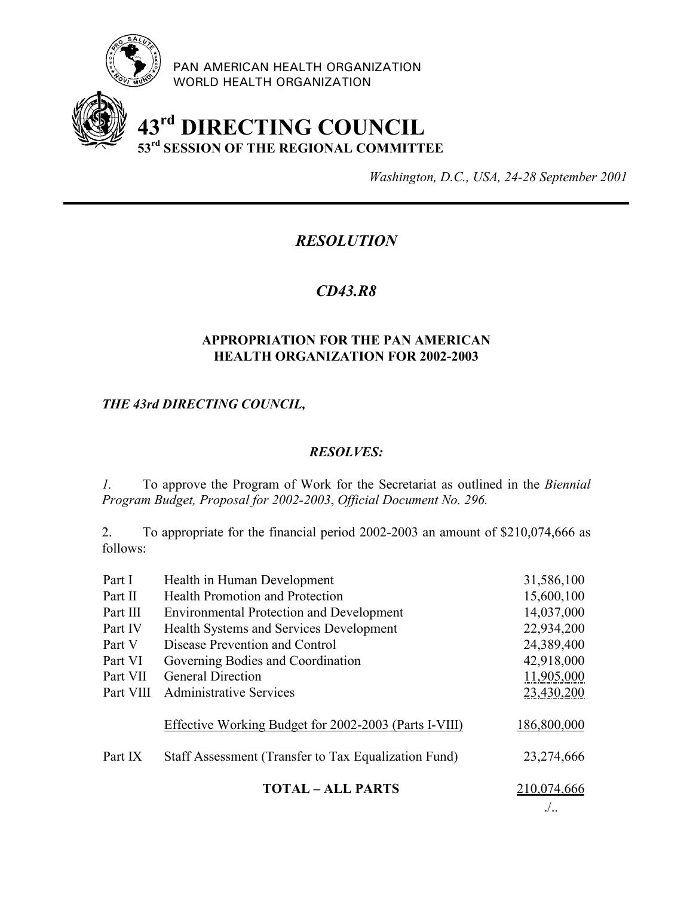PAN AMERICAN HEALTH ORGANIZATION
WORLD HEALTH ORGANIZATION

# 43rd DIRECTING COUNCIL

## 53rd SESSION OF THE REGIONAL COMMITTEE

*Washington, D.C., USA, 24-28 September 2001*

---

## *RESOLUTION*

## *CD43.R8*

### APPROPRIATION FOR THE PAN AMERICAN HEALTH ORGANIZATION FOR 2002-2003

***THE 43rd DIRECTING COUNCIL,***

***RESOLVES:***

*1.* To approve the Program of Work for the Secretariat as outlined in the *Biennial Program Budget, Proposal for 2002-2003*, *Official Document No. 296.*

2. To appropriate for the financial period 2002-2003 an amount of $210,074,666 as follows:

| | | |
|---|---|---|
| Part I | Health in Human Development | 31,586,100 |
| Part II | Health Promotion and Protection | 15,600,100 |
| Part III | Environmental Protection and Development | 14,037,000 |
| Part IV | Health Systems and Services Development | 22,934,200 |
| Part V | Disease Prevention and Control | 24,389,400 |
| Part VI | Governing Bodies and Coordination | 42,918,000 |
| Part VII | General Direction | 11,905,000 |
| Part VIII | Administrative Services | 23,430,200 |
| | Effective Working Budget for 2002-2003 (Parts I-VIII) | 186,800,000 |
| Part IX | Staff Assessment (Transfer to Tax Equalization Fund) | 23,274,666 |
| | **TOTAL – ALL PARTS** | 210,074,666 |

./..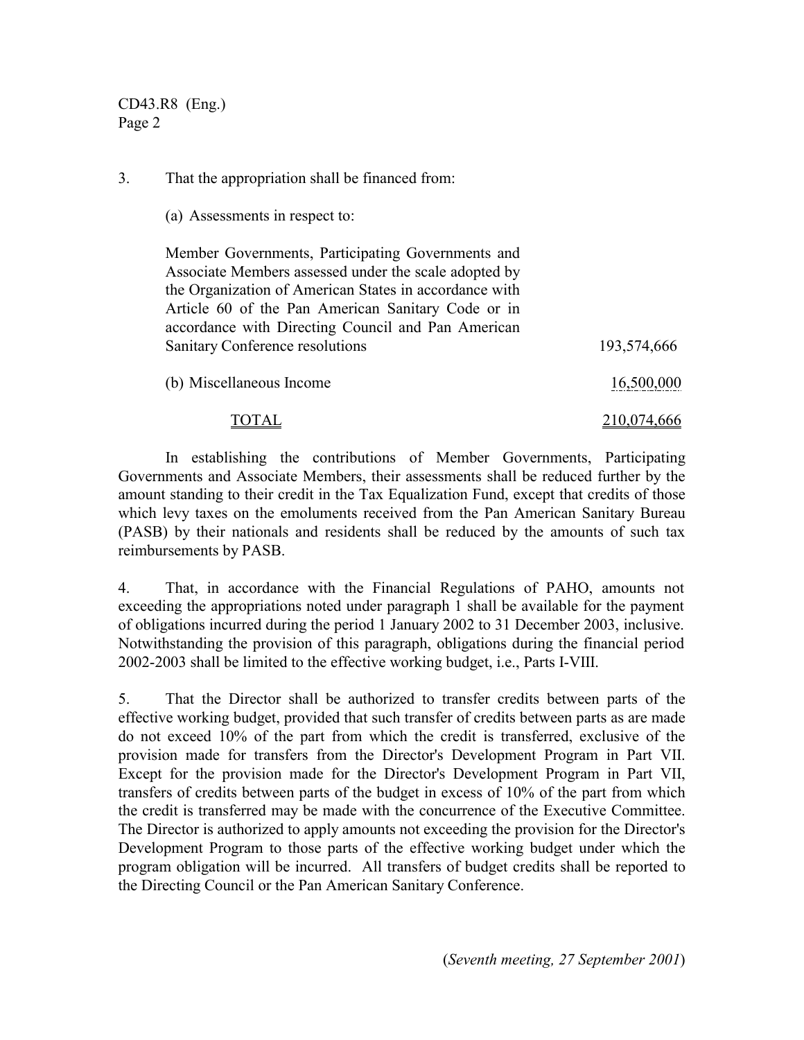3. That the appropriation shall be financed from:

| | |
|---|---|
| (a) Assessments in respect to: | |
| Member Governments, Participating Governments and Associate Members assessed under the scale adopted by the Organization of American States in accordance with Article 60 of the Pan American Sanitary Code or in accordance with Directing Council and Pan American Sanitary Conference resolutions | 193,574,666 |
| (b) Miscellaneous Income | 16,500,000 |
| TOTAL | 210,074,666 |

In establishing the contributions of Member Governments, Participating Governments and Associate Members, their assessments shall be reduced further by the amount standing to their credit in the Tax Equalization Fund, except that credits of those which levy taxes on the emoluments received from the Pan American Sanitary Bureau (PASB) by their nationals and residents shall be reduced by the amounts of such tax reimbursements by PASB.

4. That, in accordance with the Financial Regulations of PAHO, amounts not exceeding the appropriations noted under paragraph 1 shall be available for the payment of obligations incurred during the period 1 January 2002 to 31 December 2003, inclusive. Notwithstanding the provision of this paragraph, obligations during the financial period 2002-2003 shall be limited to the effective working budget, i.e., Parts I-VIII.

5. That the Director shall be authorized to transfer credits between parts of the effective working budget, provided that such transfer of credits between parts as are made do not exceed 10% of the part from which the credit is transferred, exclusive of the provision made for transfers from the Director's Development Program in Part VII. Except for the provision made for the Director's Development Program in Part VII, transfers of credits between parts of the budget in excess of 10% of the part from which the credit is transferred may be made with the concurrence of the Executive Committee. The Director is authorized to apply amounts not exceeding the provision for the Director's Development Program to those parts of the effective working budget under which the program obligation will be incurred. All transfers of budget credits shall be reported to the Directing Council or the Pan American Sanitary Conference.

(*Seventh meeting, 27 September 2001*)